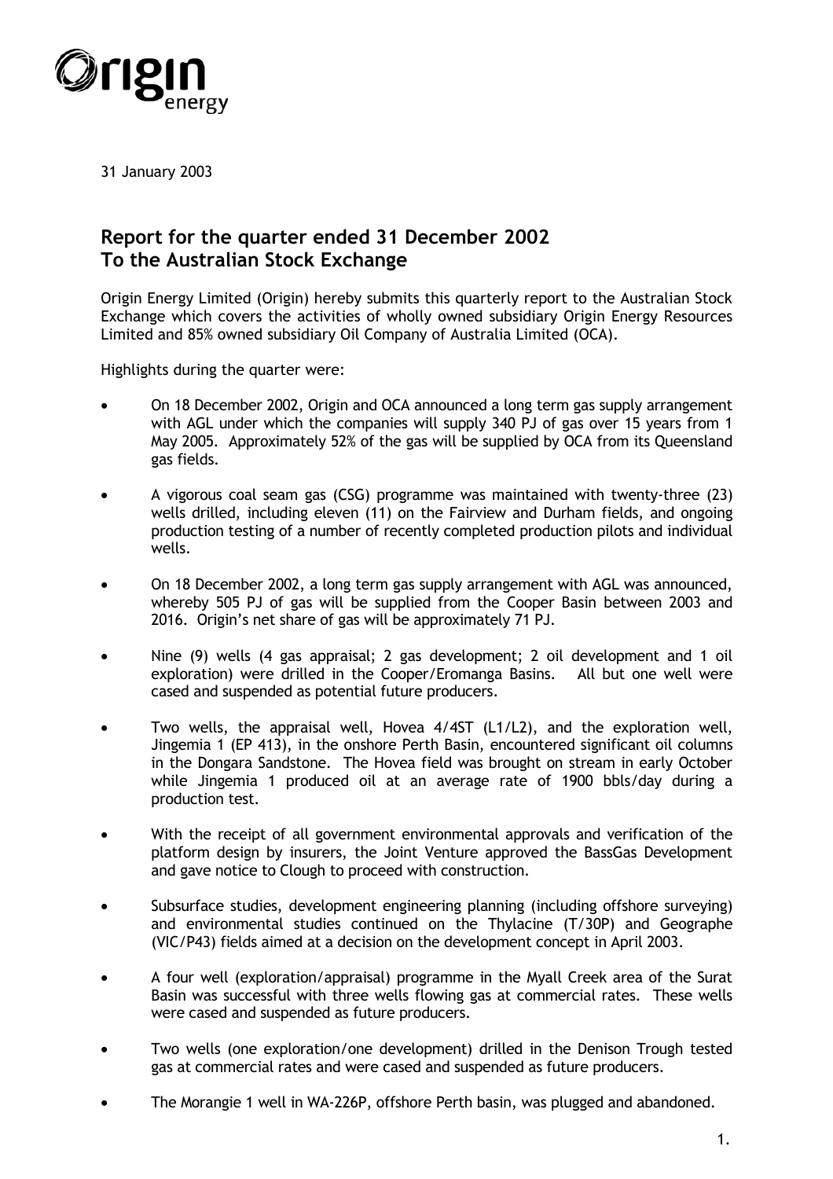31 January 2003

## Report for the quarter ended 31 December 2002 To the Australian Stock Exchange

Origin Energy Limited (Origin) hereby submits this quarterly report to the Australian Stock Exchange which covers the activities of wholly owned subsidiary Origin Energy Resources Limited and 85% owned subsidiary Oil Company of Australia Limited (OCA).

Highlights during the quarter were:

- On 18 December 2002, Origin and OCA announced a long term gas supply arrangement with AGL under which the companies will supply 340 PJ of gas over 15 years from 1 May 2005. Approximately 52% of the gas will be supplied by OCA from its Queensland gas fields.
- A vigorous coal seam gas (CSG) programme was maintained with twenty-three (23) wells drilled, including eleven (11) on the Fairview and Durham fields, and ongoing production testing of a number of recently completed production pilots and individual wells.
- On 18 December 2002, a long term gas supply arrangement with AGL was announced, whereby 505 PJ of gas will be supplied from the Cooper Basin between 2003 and 2016. Origin's net share of gas will be approximately 71 PJ.
- Nine (9) wells (4 gas appraisal; 2 gas development; 2 oil development and 1 oil exploration) were drilled in the Cooper/Eromanga Basins. All but one well were cased and suspended as potential future producers.
- Two wells, the appraisal well, Hovea 4/4ST (L1/L2), and the exploration well, Jingemia 1 (EP 413), in the onshore Perth Basin, encountered significant oil columns in the Dongara Sandstone. The Hovea field was brought on stream in early October while Jingemia 1 produced oil at an average rate of 1900 bbls/day during a production test.
- With the receipt of all government environmental approvals and verification of the platform design by insurers, the Joint Venture approved the BassGas Development and gave notice to Clough to proceed with construction.
- Subsurface studies, development engineering planning (including offshore surveying) and environmental studies continued on the Thylacine (T/30P) and Geographe (VIC/P43) fields aimed at a decision on the development concept in April 2003.
- A four well (exploration/appraisal) programme in the Myall Creek area of the Surat Basin was successful with three wells flowing gas at commercial rates. These wells were cased and suspended as future producers.
- Two wells (one exploration/one development) drilled in the Denison Trough tested gas at commercial rates and were cased and suspended as future producers.
- The Morangie 1 well in WA-226P, offshore Perth basin, was plugged and abandoned.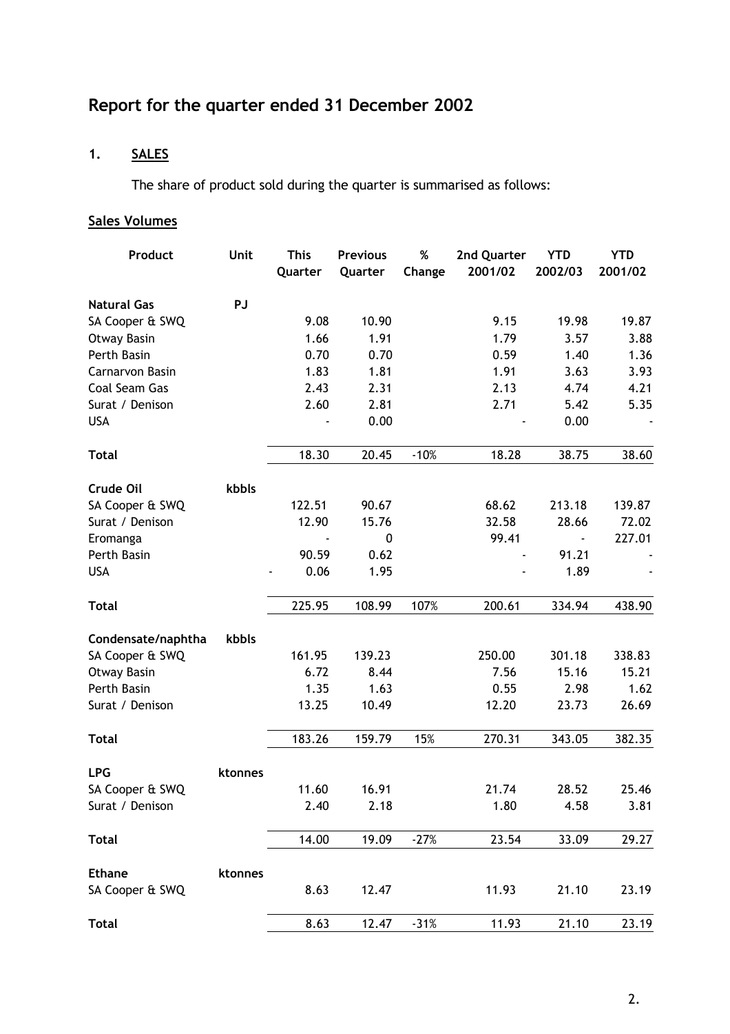# Report for the quarter ended 31 December 2002

## 1. SALES

The share of product sold during the quarter is summarised as follows:

**Sales Volumes**

| Product | Unit | This Quarter | Previous Quarter | % Change | 2nd Quarter 2001/02 | YTD 2002/03 | YTD 2001/02 |
|---|---|---|---|---|---|---|---|
| **Natural Gas** | **PJ** | | | | | | |
| SA Cooper & SWQ | | 9.08 | 10.90 | | 9.15 | 19.98 | 19.87 |
| Otway Basin | | 1.66 | 1.91 | | 1.79 | 3.57 | 3.88 |
| Perth Basin | | 0.70 | 0.70 | | 0.59 | 1.40 | 1.36 |
| Carnarvon Basin | | 1.83 | 1.81 | | 1.91 | 3.63 | 3.93 |
| Coal Seam Gas | | 2.43 | 2.31 | | 2.13 | 4.74 | 4.21 |
| Surat / Denison | | 2.60 | 2.81 | | 2.71 | 5.42 | 5.35 |
| USA | | - | 0.00 | | - | 0.00 | - |
| **Total** | | 18.30 | 20.45 | -10% | 18.28 | 38.75 | 38.60 |
| **Crude Oil** | **kbbls** | | | | | | |
| SA Cooper & SWQ | | 122.51 | 90.67 | | 68.62 | 213.18 | 139.87 |
| Surat / Denison | | 12.90 | 15.76 | | 32.58 | 28.66 | 72.02 |
| Eromanga | | - | 0 | | 99.41 | - | 227.01 |
| Perth Basin | | 90.59 | 0.62 | | - | 91.21 | - |
| USA | | - 0.06 | 1.95 | | - | 1.89 | - |
| **Total** | | 225.95 | 108.99 | 107% | 200.61 | 334.94 | 438.90 |
| **Condensate/naphtha** | **kbbls** | | | | | | |
| SA Cooper & SWQ | | 161.95 | 139.23 | | 250.00 | 301.18 | 338.83 |
| Otway Basin | | 6.72 | 8.44 | | 7.56 | 15.16 | 15.21 |
| Perth Basin | | 1.35 | 1.63 | | 0.55 | 2.98 | 1.62 |
| Surat / Denison | | 13.25 | 10.49 | | 12.20 | 23.73 | 26.69 |
| **Total** | | 183.26 | 159.79 | 15% | 270.31 | 343.05 | 382.35 |
| **LPG** | **ktonnes** | | | | | | |
| SA Cooper & SWQ | | 11.60 | 16.91 | | 21.74 | 28.52 | 25.46 |
| Surat / Denison | | 2.40 | 2.18 | | 1.80 | 4.58 | 3.81 |
| **Total** | | 14.00 | 19.09 | -27% | 23.54 | 33.09 | 29.27 |
| **Ethane** | **ktonnes** | | | | | | |
| SA Cooper & SWQ | | 8.63 | 12.47 | | 11.93 | 21.10 | 23.19 |
| **Total** | | 8.63 | 12.47 | -31% | 11.93 | 21.10 | 23.19 |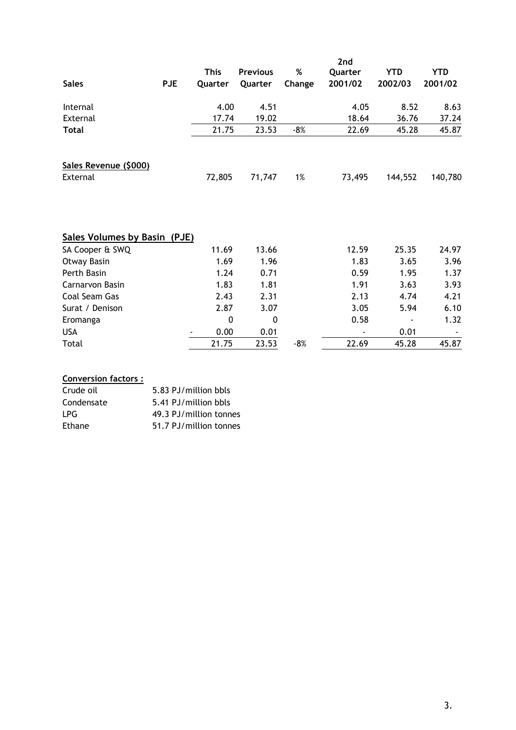| Sales | PJE | This Quarter | Previous Quarter | % Change | 2nd Quarter 2001/02 | YTD 2002/03 | YTD 2001/02 |
|---|---|---|---|---|---|---|---|
| Internal | | 4.00 | 4.51 | | 4.05 | 8.52 | 8.63 |
| External | | 17.74 | 19.02 | | 18.64 | 36.76 | 37.24 |
| **Total** | | 21.75 | 23.53 | -8% | 22.69 | 45.28 | 45.87 |

| Sales Revenue ($000) | | This Quarter | Previous Quarter | % Change | 2nd Quarter 2001/02 | YTD 2002/03 | YTD 2001/02 |
|---|---|---|---|---|---|---|---|
| External | | 72,805 | 71,747 | 1% | 73,495 | 144,552 | 140,780 |

| Sales Volumes by Basin (PJE) | | This Quarter | Previous Quarter | % Change | 2nd Quarter 2001/02 | YTD 2002/03 | YTD 2001/02 |
|---|---|---|---|---|---|---|---|
| SA Cooper & SWQ | | 11.69 | 13.66 | | 12.59 | 25.35 | 24.97 |
| Otway Basin | | 1.69 | 1.96 | | 1.83 | 3.65 | 3.96 |
| Perth Basin | | 1.24 | 0.71 | | 0.59 | 1.95 | 1.37 |
| Carnarvon Basin | | 1.83 | 1.81 | | 1.91 | 3.63 | 3.93 |
| Coal Seam Gas | | 2.43 | 2.31 | | 2.13 | 4.74 | 4.21 |
| Surat / Denison | | 2.87 | 3.07 | | 3.05 | 5.94 | 6.10 |
| Eromanga | | 0 | 0 | | 0.58 | - | 1.32 |
| USA | - | 0.00 | 0.01 | | - | 0.01 | - |
| Total | | 21.75 | 23.53 | -8% | 22.69 | 45.28 | 45.87 |

**Conversion factors :**

| | |
|---|---|
| Crude oil | 5.83 PJ/million bbls |
| Condensate | 5.41 PJ/million bbls |
| LPG | 49.3 PJ/million tonnes |
| Ethane | 51.7 PJ/million tonnes |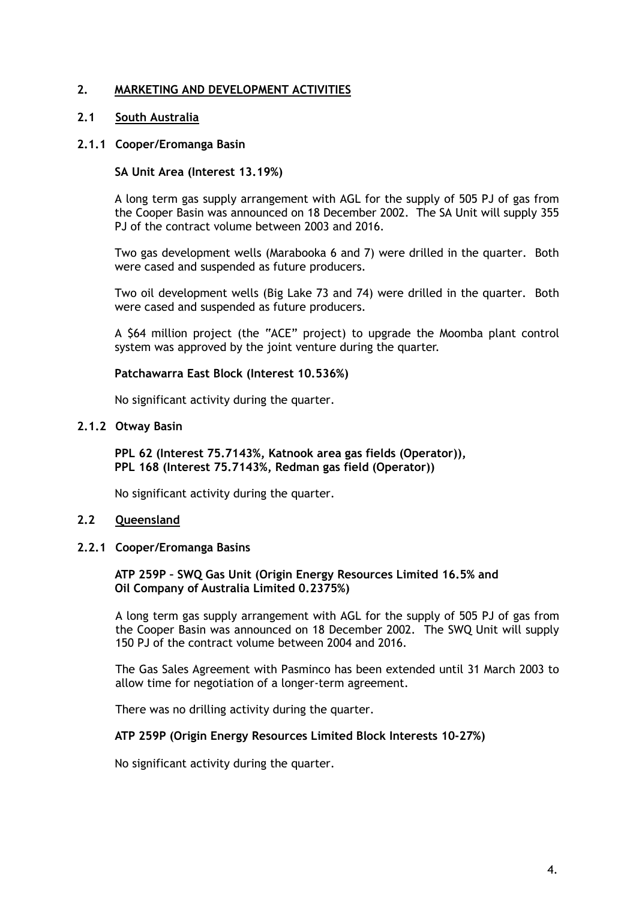## 2. MARKETING AND DEVELOPMENT ACTIVITIES

### 2.1 South Australia

#### 2.1.1 Cooper/Eromanga Basin

**SA Unit Area (Interest 13.19%)**

A long term gas supply arrangement with AGL for the supply of 505 PJ of gas from the Cooper Basin was announced on 18 December 2002. The SA Unit will supply 355 PJ of the contract volume between 2003 and 2016.

Two gas development wells (Marabooka 6 and 7) were drilled in the quarter. Both were cased and suspended as future producers.

Two oil development wells (Big Lake 73 and 74) were drilled in the quarter. Both were cased and suspended as future producers.

A $64 million project (the "ACE" project) to upgrade the Moomba plant control system was approved by the joint venture during the quarter.

**Patchawarra East Block (Interest 10.536%)**

No significant activity during the quarter.

#### 2.1.2 Otway Basin

**PPL 62 (Interest 75.7143%, Katnook area gas fields (Operator)),**
**PPL 168 (Interest 75.7143%, Redman gas field (Operator))**

No significant activity during the quarter.

### 2.2 Queensland

#### 2.2.1 Cooper/Eromanga Basins

**ATP 259P – SWQ Gas Unit (Origin Energy Resources Limited 16.5% and Oil Company of Australia Limited 0.2375%)**

A long term gas supply arrangement with AGL for the supply of 505 PJ of gas from the Cooper Basin was announced on 18 December 2002. The SWQ Unit will supply 150 PJ of the contract volume between 2004 and 2016.

The Gas Sales Agreement with Pasminco has been extended until 31 March 2003 to allow time for negotiation of a longer-term agreement.

There was no drilling activity during the quarter.

**ATP 259P (Origin Energy Resources Limited Block Interests 10-27%)**

No significant activity during the quarter.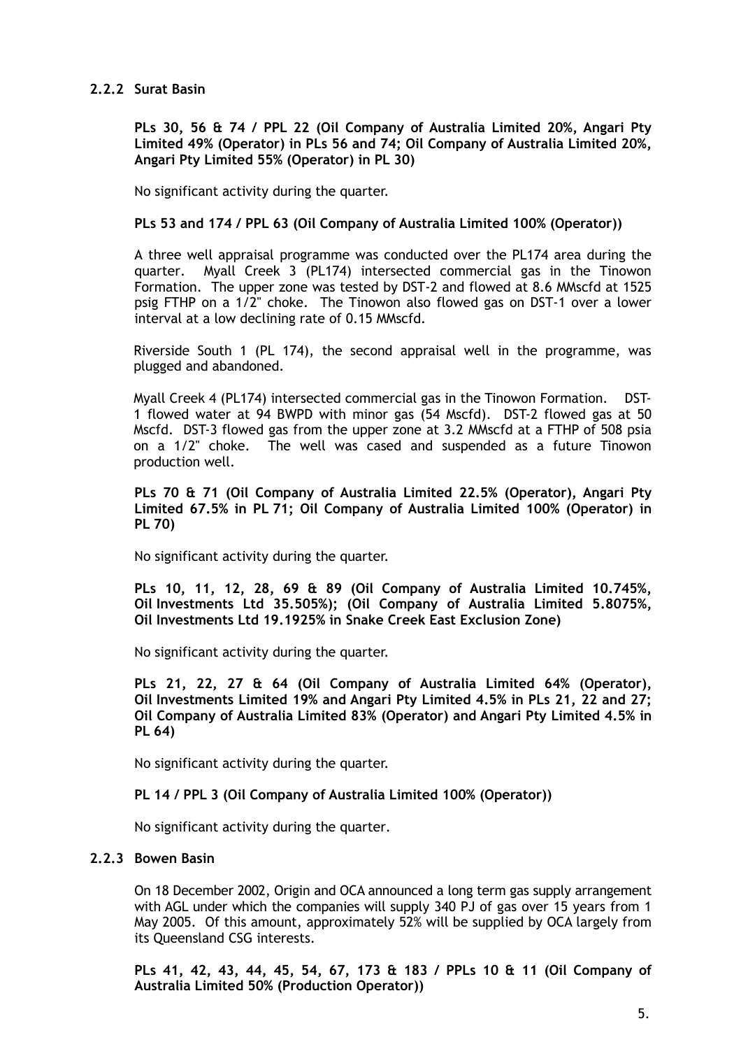### 2.2.2 Surat Basin

**PLs 30, 56 & 74 / PPL 22 (Oil Company of Australia Limited 20%, Angari Pty Limited 49% (Operator) in PLs 56 and 74; Oil Company of Australia Limited 20%, Angari Pty Limited 55% (Operator) in PL 30)**

No significant activity during the quarter.

**PLs 53 and 174 / PPL 63 (Oil Company of Australia Limited 100% (Operator))**

A three well appraisal programme was conducted over the PL174 area during the quarter. Myall Creek 3 (PL174) intersected commercial gas in the Tinowon Formation. The upper zone was tested by DST-2 and flowed at 8.6 MMscfd at 1525 psig FTHP on a 1/2" choke. The Tinowon also flowed gas on DST-1 over a lower interval at a low declining rate of 0.15 MMscfd.

Riverside South 1 (PL 174), the second appraisal well in the programme, was plugged and abandoned.

Myall Creek 4 (PL174) intersected commercial gas in the Tinowon Formation. DST-1 flowed water at 94 BWPD with minor gas (54 Mscfd). DST-2 flowed gas at 50 Mscfd. DST-3 flowed gas from the upper zone at 3.2 MMscfd at a FTHP of 508 psia on a 1/2" choke. The well was cased and suspended as a future Tinowon production well.

**PLs 70 & 71 (Oil Company of Australia Limited 22.5% (Operator), Angari Pty Limited 67.5% in PL 71; Oil Company of Australia Limited 100% (Operator) in PL 70)**

No significant activity during the quarter.

**PLs 10, 11, 12, 28, 69 & 89 (Oil Company of Australia Limited 10.745%, Oil Investments Ltd 35.505%); (Oil Company of Australia Limited 5.8075%, Oil Investments Ltd 19.1925% in Snake Creek East Exclusion Zone)**

No significant activity during the quarter.

**PLs 21, 22, 27 & 64 (Oil Company of Australia Limited 64% (Operator), Oil Investments Limited 19% and Angari Pty Limited 4.5% in PLs 21, 22 and 27; Oil Company of Australia Limited 83% (Operator) and Angari Pty Limited 4.5% in PL 64)**

No significant activity during the quarter.

**PL 14 / PPL 3 (Oil Company of Australia Limited 100% (Operator))**

No significant activity during the quarter.

### 2.2.3 Bowen Basin

On 18 December 2002, Origin and OCA announced a long term gas supply arrangement with AGL under which the companies will supply 340 PJ of gas over 15 years from 1 May 2005. Of this amount, approximately 52% will be supplied by OCA largely from its Queensland CSG interests.

**PLs 41, 42, 43, 44, 45, 54, 67, 173 & 183 / PPLs 10 & 11 (Oil Company of Australia Limited 50% (Production Operator))**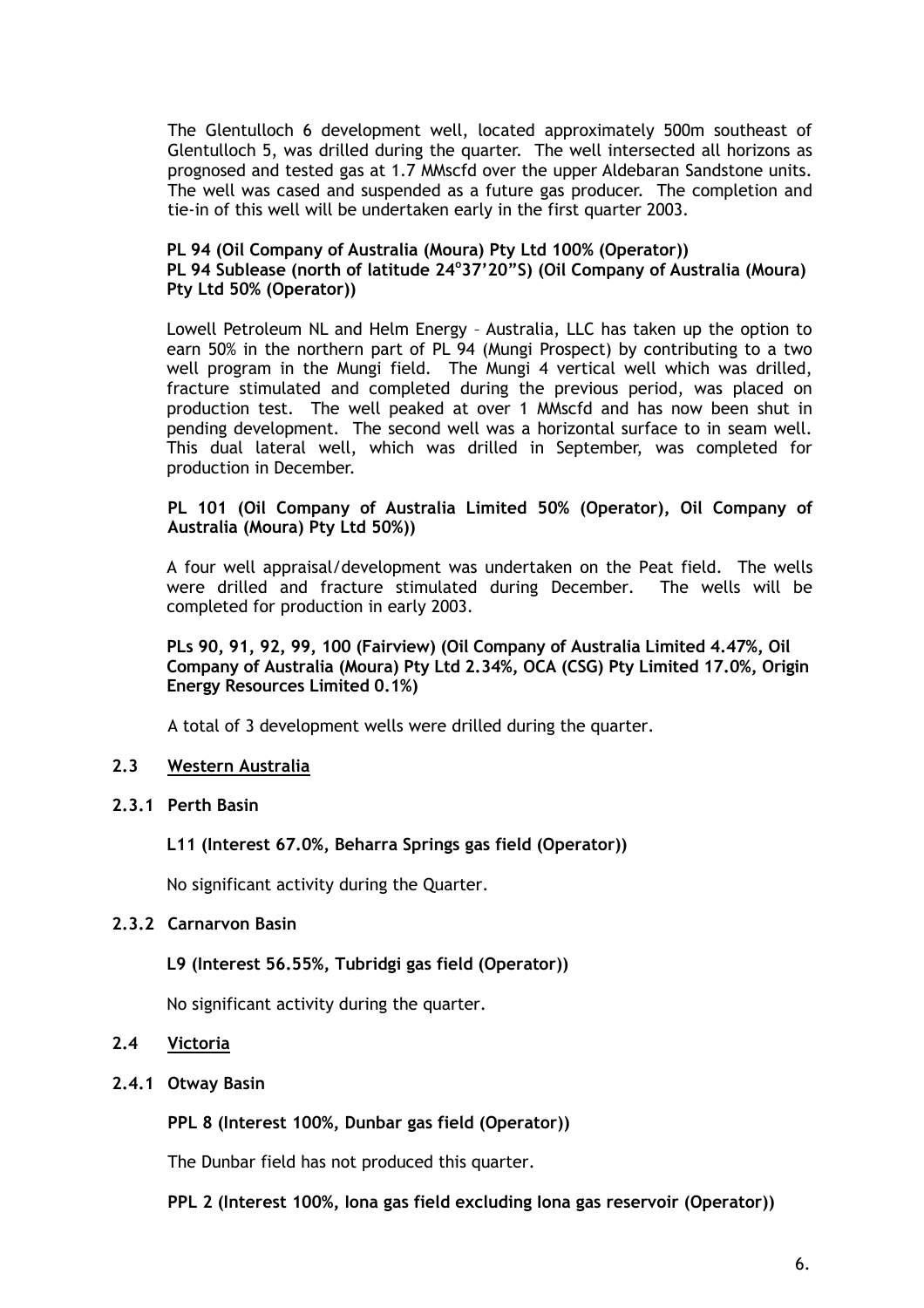The Glentulloch 6 development well, located approximately 500m southeast of Glentulloch 5, was drilled during the quarter. The well intersected all horizons as prognosed and tested gas at 1.7 MMscfd over the upper Aldebaran Sandstone units. The well was cased and suspended as a future gas producer. The completion and tie-in of this well will be undertaken early in the first quarter 2003.

**PL 94 (Oil Company of Australia (Moura) Pty Ltd 100% (Operator))**
**PL 94 Sublease (north of latitude 24°37'20"S) (Oil Company of Australia (Moura) Pty Ltd 50% (Operator))**

Lowell Petroleum NL and Helm Energy – Australia, LLC has taken up the option to earn 50% in the northern part of PL 94 (Mungi Prospect) by contributing to a two well program in the Mungi field. The Mungi 4 vertical well which was drilled, fracture stimulated and completed during the previous period, was placed on production test. The well peaked at over 1 MMscfd and has now been shut in pending development. The second well was a horizontal surface to in seam well. This dual lateral well, which was drilled in September, was completed for production in December.

**PL 101 (Oil Company of Australia Limited 50% (Operator), Oil Company of Australia (Moura) Pty Ltd 50%))**

A four well appraisal/development was undertaken on the Peat field. The wells were drilled and fracture stimulated during December. The wells will be completed for production in early 2003.

**PLs 90, 91, 92, 99, 100 (Fairview) (Oil Company of Australia Limited 4.47%, Oil Company of Australia (Moura) Pty Ltd 2.34%, OCA (CSG) Pty Limited 17.0%, Origin Energy Resources Limited 0.1%)**

A total of 3 development wells were drilled during the quarter.

## 2.3 Western Australia

### 2.3.1 Perth Basin

**L11 (Interest 67.0%, Beharra Springs gas field (Operator))**

No significant activity during the Quarter.

### 2.3.2 Carnarvon Basin

**L9 (Interest 56.55%, Tubridgi gas field (Operator))**

No significant activity during the quarter.

## 2.4 Victoria

### 2.4.1 Otway Basin

**PPL 8 (Interest 100%, Dunbar gas field (Operator))**

The Dunbar field has not produced this quarter.

**PPL 2 (Interest 100%, Iona gas field excluding Iona gas reservoir (Operator))**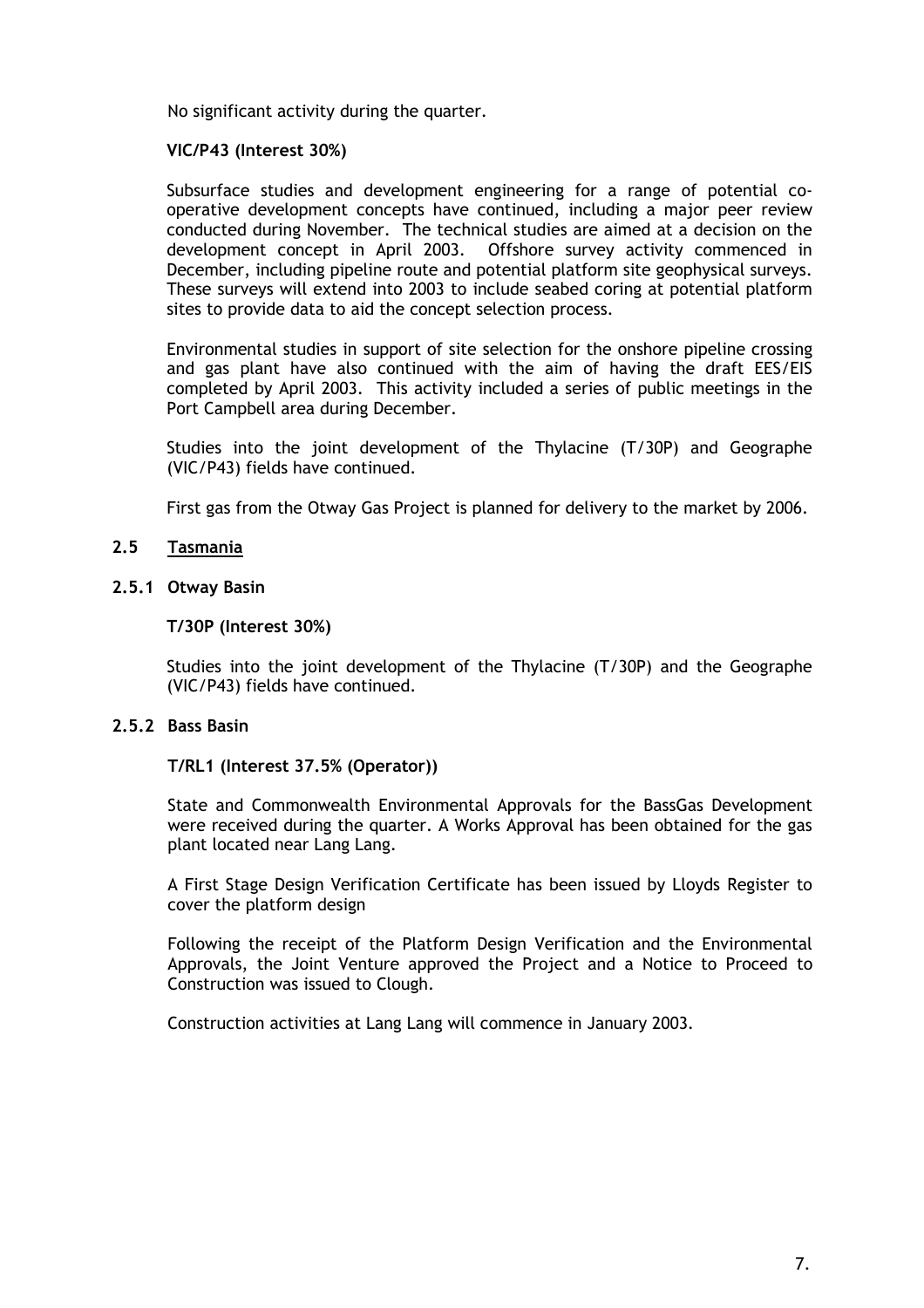No significant activity during the quarter.

**VIC/P43 (Interest 30%)**

Subsurface studies and development engineering for a range of potential co-operative development concepts have continued, including a major peer review conducted during November. The technical studies are aimed at a decision on the development concept in April 2003. Offshore survey activity commenced in December, including pipeline route and potential platform site geophysical surveys. These surveys will extend into 2003 to include seabed coring at potential platform sites to provide data to aid the concept selection process.

Environmental studies in support of site selection for the onshore pipeline crossing and gas plant have also continued with the aim of having the draft EES/EIS completed by April 2003. This activity included a series of public meetings in the Port Campbell area during December.

Studies into the joint development of the Thylacine (T/30P) and Geographe (VIC/P43) fields have continued.

First gas from the Otway Gas Project is planned for delivery to the market by 2006.

## 2.5 Tasmania

### 2.5.1 Otway Basin

**T/30P (Interest 30%)**

Studies into the joint development of the Thylacine (T/30P) and the Geographe (VIC/P43) fields have continued.

### 2.5.2 Bass Basin

**T/RL1 (Interest 37.5% (Operator))**

State and Commonwealth Environmental Approvals for the BassGas Development were received during the quarter. A Works Approval has been obtained for the gas plant located near Lang Lang.

A First Stage Design Verification Certificate has been issued by Lloyds Register to cover the platform design

Following the receipt of the Platform Design Verification and the Environmental Approvals, the Joint Venture approved the Project and a Notice to Proceed to Construction was issued to Clough.

Construction activities at Lang Lang will commence in January 2003.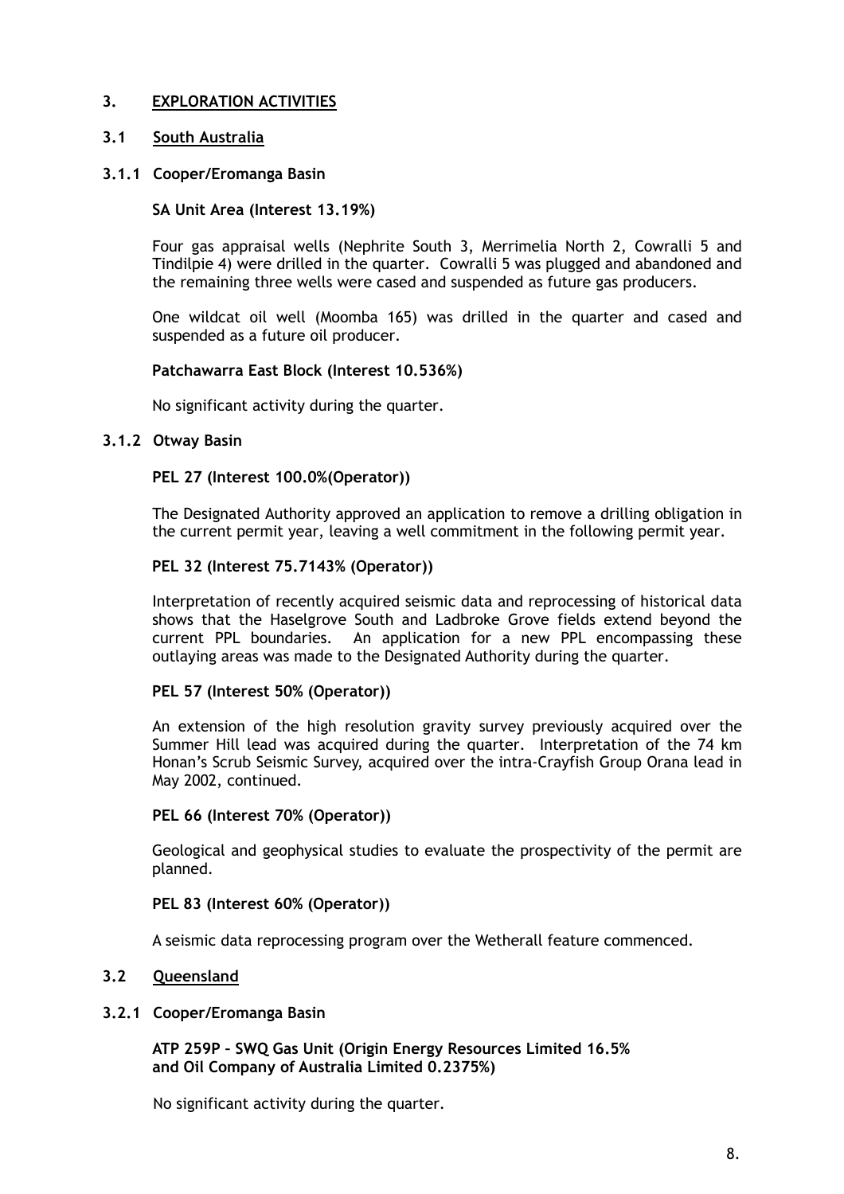## 3. EXPLORATION ACTIVITIES

### 3.1 South Australia

#### 3.1.1 Cooper/Eromanga Basin

**SA Unit Area (Interest 13.19%)**

Four gas appraisal wells (Nephrite South 3, Merrimelia North 2, Cowralli 5 and Tindilpie 4) were drilled in the quarter. Cowralli 5 was plugged and abandoned and the remaining three wells were cased and suspended as future gas producers.

One wildcat oil well (Moomba 165) was drilled in the quarter and cased and suspended as a future oil producer.

**Patchawarra East Block (Interest 10.536%)**

No significant activity during the quarter.

#### 3.1.2 Otway Basin

**PEL 27 (Interest 100.0%(Operator))**

The Designated Authority approved an application to remove a drilling obligation in the current permit year, leaving a well commitment in the following permit year.

**PEL 32 (Interest 75.7143% (Operator))**

Interpretation of recently acquired seismic data and reprocessing of historical data shows that the Haselgrove South and Ladbroke Grove fields extend beyond the current PPL boundaries. An application for a new PPL encompassing these outlaying areas was made to the Designated Authority during the quarter.

**PEL 57 (Interest 50% (Operator))**

An extension of the high resolution gravity survey previously acquired over the Summer Hill lead was acquired during the quarter. Interpretation of the 74 km Honan's Scrub Seismic Survey, acquired over the intra-Crayfish Group Orana lead in May 2002, continued.

**PEL 66 (Interest 70% (Operator))**

Geological and geophysical studies to evaluate the prospectivity of the permit are planned.

**PEL 83 (Interest 60% (Operator))**

A seismic data reprocessing program over the Wetherall feature commenced.

### 3.2 Queensland

#### 3.2.1 Cooper/Eromanga Basin

**ATP 259P – SWQ Gas Unit (Origin Energy Resources Limited 16.5% and Oil Company of Australia Limited 0.2375%)**

No significant activity during the quarter.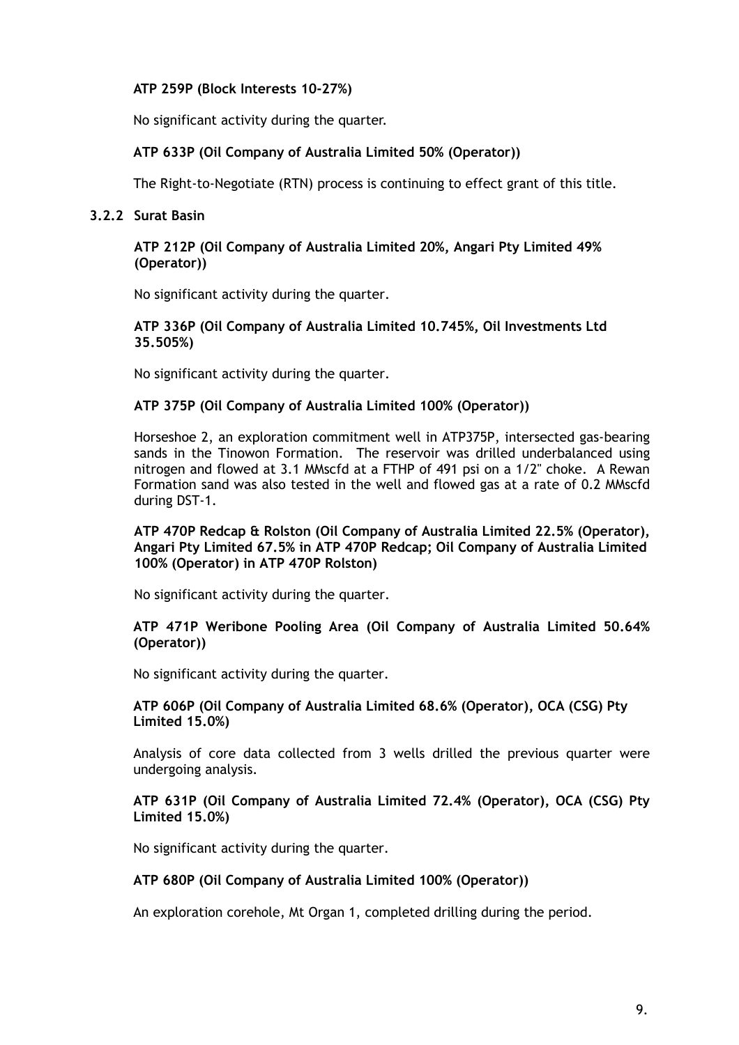**ATP 259P (Block Interests 10-27%)**

No significant activity during the quarter.

**ATP 633P (Oil Company of Australia Limited 50% (Operator))**

The Right-to-Negotiate (RTN) process is continuing to effect grant of this title.

### 3.2.2 Surat Basin

**ATP 212P (Oil Company of Australia Limited 20%, Angari Pty Limited 49% (Operator))**

No significant activity during the quarter.

**ATP 336P (Oil Company of Australia Limited 10.745%, Oil Investments Ltd 35.505%)**

No significant activity during the quarter.

**ATP 375P (Oil Company of Australia Limited 100% (Operator))**

Horseshoe 2, an exploration commitment well in ATP375P, intersected gas-bearing sands in the Tinowon Formation. The reservoir was drilled underbalanced using nitrogen and flowed at 3.1 MMscfd at a FTHP of 491 psi on a 1/2" choke. A Rewan Formation sand was also tested in the well and flowed gas at a rate of 0.2 MMscfd during DST-1.

**ATP 470P Redcap & Rolston (Oil Company of Australia Limited 22.5% (Operator), Angari Pty Limited 67.5% in ATP 470P Redcap; Oil Company of Australia Limited 100% (Operator) in ATP 470P Rolston)**

No significant activity during the quarter.

**ATP 471P Weribone Pooling Area (Oil Company of Australia Limited 50.64% (Operator))**

No significant activity during the quarter.

**ATP 606P (Oil Company of Australia Limited 68.6% (Operator), OCA (CSG) Pty Limited 15.0%)**

Analysis of core data collected from 3 wells drilled the previous quarter were undergoing analysis.

**ATP 631P (Oil Company of Australia Limited 72.4% (Operator), OCA (CSG) Pty Limited 15.0%)**

No significant activity during the quarter.

**ATP 680P (Oil Company of Australia Limited 100% (Operator))**

An exploration corehole, Mt Organ 1, completed drilling during the period.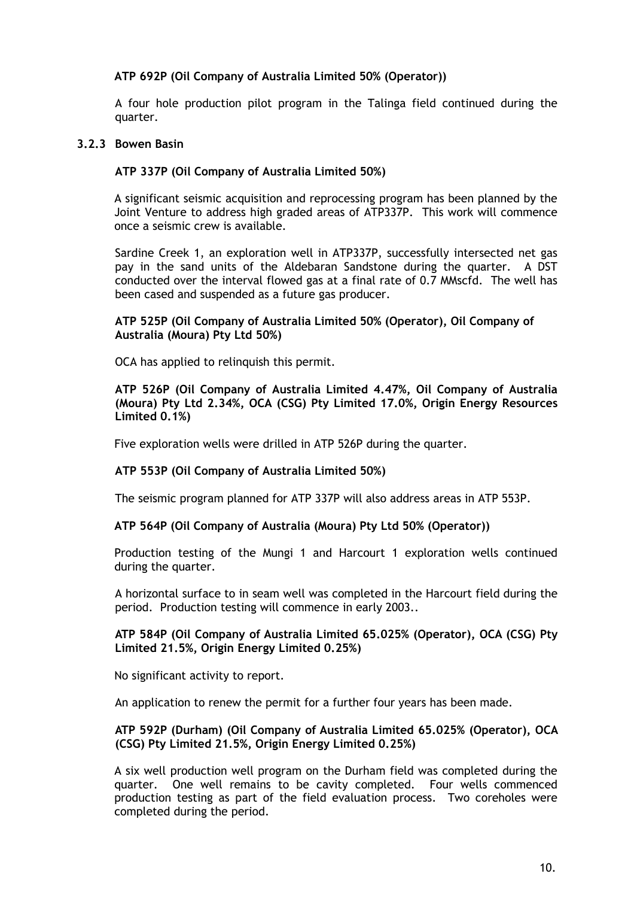**ATP 692P (Oil Company of Australia Limited 50% (Operator))**

A four hole production pilot program in the Talinga field continued during the quarter.

### 3.2.3 Bowen Basin

**ATP 337P (Oil Company of Australia Limited 50%)**

A significant seismic acquisition and reprocessing program has been planned by the Joint Venture to address high graded areas of ATP337P. This work will commence once a seismic crew is available.

Sardine Creek 1, an exploration well in ATP337P, successfully intersected net gas pay in the sand units of the Aldebaran Sandstone during the quarter. A DST conducted over the interval flowed gas at a final rate of 0.7 MMscfd. The well has been cased and suspended as a future gas producer.

**ATP 525P (Oil Company of Australia Limited 50% (Operator), Oil Company of Australia (Moura) Pty Ltd 50%)**

OCA has applied to relinquish this permit.

**ATP 526P (Oil Company of Australia Limited 4.47%, Oil Company of Australia (Moura) Pty Ltd 2.34%, OCA (CSG) Pty Limited 17.0%, Origin Energy Resources Limited 0.1%)**

Five exploration wells were drilled in ATP 526P during the quarter.

**ATP 553P (Oil Company of Australia Limited 50%)**

The seismic program planned for ATP 337P will also address areas in ATP 553P.

**ATP 564P (Oil Company of Australia (Moura) Pty Ltd 50% (Operator))**

Production testing of the Mungi 1 and Harcourt 1 exploration wells continued during the quarter.

A horizontal surface to in seam well was completed in the Harcourt field during the period. Production testing will commence in early 2003..

**ATP 584P (Oil Company of Australia Limited 65.025% (Operator), OCA (CSG) Pty Limited 21.5%, Origin Energy Limited 0.25%)**

No significant activity to report.

An application to renew the permit for a further four years has been made.

**ATP 592P (Durham) (Oil Company of Australia Limited 65.025% (Operator), OCA (CSG) Pty Limited 21.5%, Origin Energy Limited 0.25%)**

A six well production well program on the Durham field was completed during the quarter. One well remains to be cavity completed. Four wells commenced production testing as part of the field evaluation process. Two coreholes were completed during the period.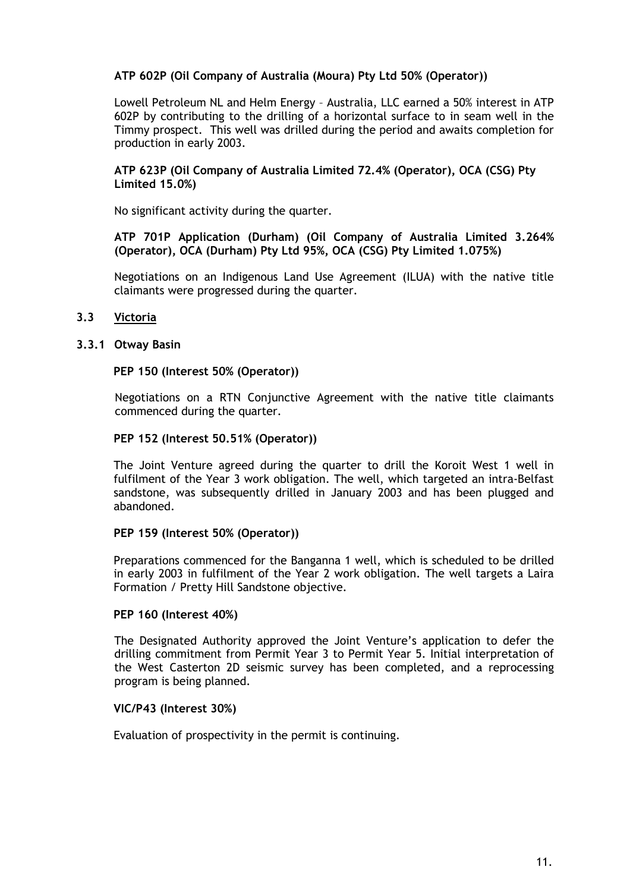**ATP 602P (Oil Company of Australia (Moura) Pty Ltd 50% (Operator))**

Lowell Petroleum NL and Helm Energy – Australia, LLC earned a 50% interest in ATP 602P by contributing to the drilling of a horizontal surface to in seam well in the Timmy prospect. This well was drilled during the period and awaits completion for production in early 2003.

**ATP 623P (Oil Company of Australia Limited 72.4% (Operator), OCA (CSG) Pty Limited 15.0%)**

No significant activity during the quarter.

**ATP 701P Application (Durham) (Oil Company of Australia Limited 3.264% (Operator), OCA (Durham) Pty Ltd 95%, OCA (CSG) Pty Limited 1.075%)**

Negotiations on an Indigenous Land Use Agreement (ILUA) with the native title claimants were progressed during the quarter.

## 3.3 <u>Victoria</u>

### 3.3.1 Otway Basin

**PEP 150 (Interest 50% (Operator))**

Negotiations on a RTN Conjunctive Agreement with the native title claimants commenced during the quarter.

**PEP 152 (Interest 50.51% (Operator))**

The Joint Venture agreed during the quarter to drill the Koroit West 1 well in fulfilment of the Year 3 work obligation. The well, which targeted an intra-Belfast sandstone, was subsequently drilled in January 2003 and has been plugged and abandoned.

**PEP 159 (Interest 50% (Operator))**

Preparations commenced for the Banganna 1 well, which is scheduled to be drilled in early 2003 in fulfilment of the Year 2 work obligation. The well targets a Laira Formation / Pretty Hill Sandstone objective.

**PEP 160 (Interest 40%)**

The Designated Authority approved the Joint Venture's application to defer the drilling commitment from Permit Year 3 to Permit Year 5. Initial interpretation of the West Casterton 2D seismic survey has been completed, and a reprocessing program is being planned.

**VIC/P43 (Interest 30%)**

Evaluation of prospectivity in the permit is continuing.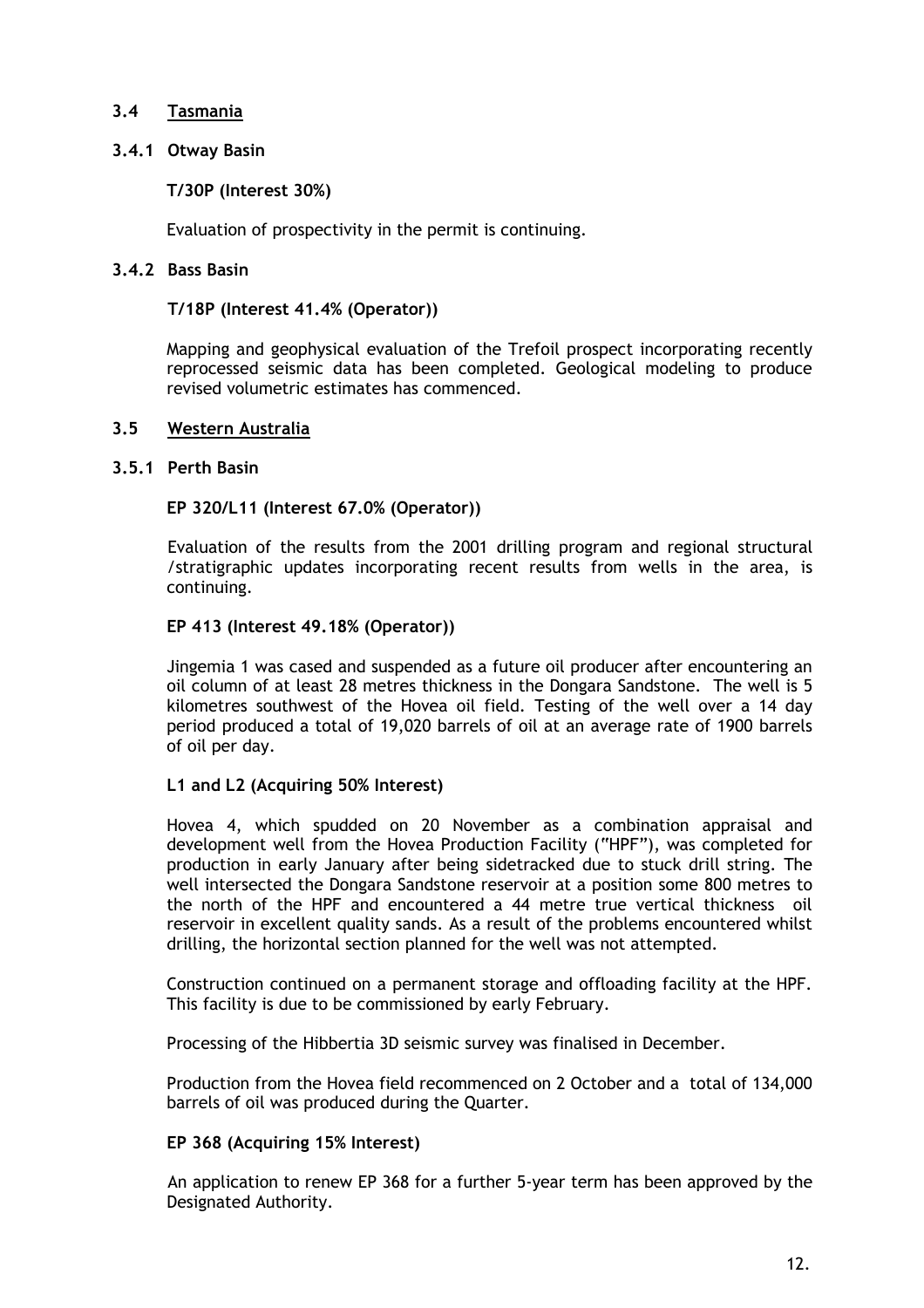## 3.4 Tasmania

### 3.4.1 Otway Basin

**T/30P (Interest 30%)**

Evaluation of prospectivity in the permit is continuing.

### 3.4.2 Bass Basin

**T/18P (Interest 41.4% (Operator))**

Mapping and geophysical evaluation of the Trefoil prospect incorporating recently reprocessed seismic data has been completed. Geological modeling to produce revised volumetric estimates has commenced.

## 3.5 Western Australia

### 3.5.1 Perth Basin

**EP 320/L11 (Interest 67.0% (Operator))**

Evaluation of the results from the 2001 drilling program and regional structural /stratigraphic updates incorporating recent results from wells in the area, is continuing.

**EP 413 (Interest 49.18% (Operator))**

Jingemia 1 was cased and suspended as a future oil producer after encountering an oil column of at least 28 metres thickness in the Dongara Sandstone. The well is 5 kilometres southwest of the Hovea oil field. Testing of the well over a 14 day period produced a total of 19,020 barrels of oil at an average rate of 1900 barrels of oil per day.

**L1 and L2 (Acquiring 50% Interest)**

Hovea 4, which spudded on 20 November as a combination appraisal and development well from the Hovea Production Facility ("HPF"), was completed for production in early January after being sidetracked due to stuck drill string. The well intersected the Dongara Sandstone reservoir at a position some 800 metres to the north of the HPF and encountered a 44 metre true vertical thickness oil reservoir in excellent quality sands. As a result of the problems encountered whilst drilling, the horizontal section planned for the well was not attempted.

Construction continued on a permanent storage and offloading facility at the HPF. This facility is due to be commissioned by early February.

Processing of the Hibbertia 3D seismic survey was finalised in December.

Production from the Hovea field recommenced on 2 October and a total of 134,000 barrels of oil was produced during the Quarter.

**EP 368 (Acquiring 15% Interest)**

An application to renew EP 368 for a further 5-year term has been approved by the Designated Authority.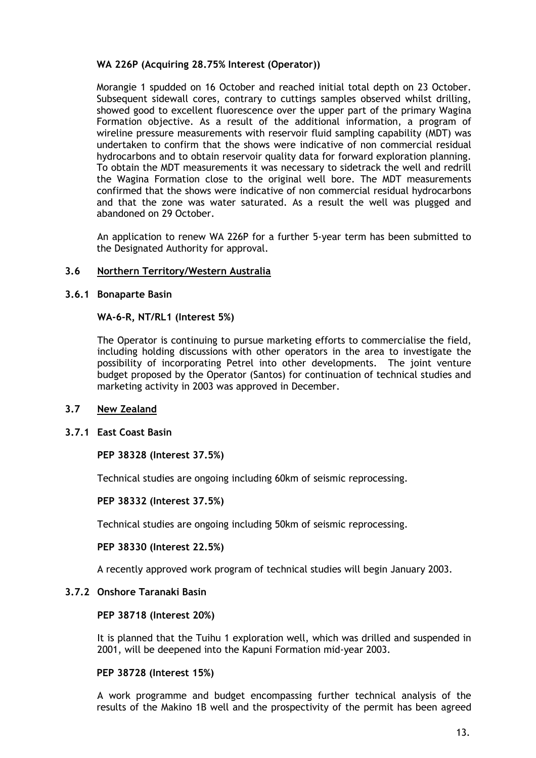**WA 226P (Acquiring 28.75% Interest (Operator))**

Morangie 1 spudded on 16 October and reached initial total depth on 23 October. Subsequent sidewall cores, contrary to cuttings samples observed whilst drilling, showed good to excellent fluorescence over the upper part of the primary Wagina Formation objective. As a result of the additional information, a program of wireline pressure measurements with reservoir fluid sampling capability (MDT) was undertaken to confirm that the shows were indicative of non commercial residual hydrocarbons and to obtain reservoir quality data for forward exploration planning. To obtain the MDT measurements it was necessary to sidetrack the well and redrill the Wagina Formation close to the original well bore. The MDT measurements confirmed that the shows were indicative of non commercial residual hydrocarbons and that the zone was water saturated. As a result the well was plugged and abandoned on 29 October.

An application to renew WA 226P for a further 5-year term has been submitted to the Designated Authority for approval.

## 3.6 Northern Territory/Western Australia

### 3.6.1 Bonaparte Basin

**WA-6-R, NT/RL1 (Interest 5%)**

The Operator is continuing to pursue marketing efforts to commercialise the field, including holding discussions with other operators in the area to investigate the possibility of incorporating Petrel into other developments. The joint venture budget proposed by the Operator (Santos) for continuation of technical studies and marketing activity in 2003 was approved in December.

## 3.7 New Zealand

### 3.7.1 East Coast Basin

**PEP 38328 (Interest 37.5%)**

Technical studies are ongoing including 60km of seismic reprocessing.

**PEP 38332 (Interest 37.5%)**

Technical studies are ongoing including 50km of seismic reprocessing.

**PEP 38330 (Interest 22.5%)**

A recently approved work program of technical studies will begin January 2003.

### 3.7.2 Onshore Taranaki Basin

**PEP 38718 (Interest 20%)**

It is planned that the Tuihu 1 exploration well, which was drilled and suspended in 2001, will be deepened into the Kapuni Formation mid-year 2003.

**PEP 38728 (Interest 15%)**

A work programme and budget encompassing further technical analysis of the results of the Makino 1B well and the prospectivity of the permit has been agreed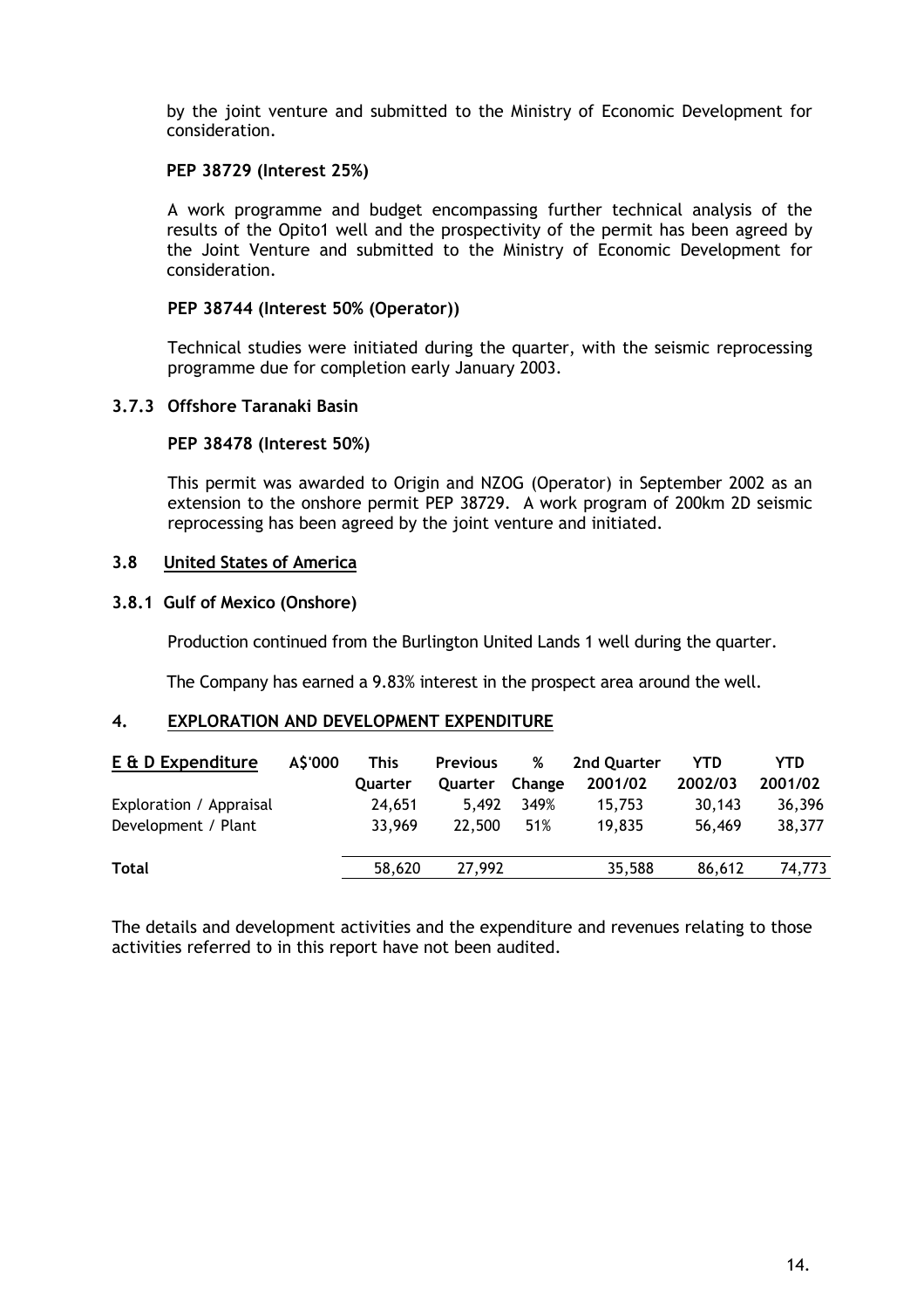by the joint venture and submitted to the Ministry of Economic Development for consideration.

**PEP 38729 (Interest 25%)**

A work programme and budget encompassing further technical analysis of the results of the Opito1 well and the prospectivity of the permit has been agreed by the Joint Venture and submitted to the Ministry of Economic Development for consideration.

**PEP 38744 (Interest 50% (Operator))**

Technical studies were initiated during the quarter, with the seismic reprocessing programme due for completion early January 2003.

### 3.7.3 Offshore Taranaki Basin

**PEP 38478 (Interest 50%)**

This permit was awarded to Origin and NZOG (Operator) in September 2002 as an extension to the onshore permit PEP 38729. A work program of 200km 2D seismic reprocessing has been agreed by the joint venture and initiated.

## 3.8 United States of America

### 3.8.1 Gulf of Mexico (Onshore)

Production continued from the Burlington United Lands 1 well during the quarter.

The Company has earned a 9.83% interest in the prospect area around the well.

## 4. EXPLORATION AND DEVELOPMENT EXPENDITURE

| E & D Expenditure | A$'000 | This Quarter | Previous Quarter | % Change | 2nd Quarter 2001/02 | YTD 2002/03 | YTD 2001/02 |
|---|---|---|---|---|---|---|---|
| Exploration / Appraisal | | 24,651 | 5,492 | 349% | 15,753 | 30,143 | 36,396 |
| Development / Plant | | 33,969 | 22,500 | 51% | 19,835 | 56,469 | 38,377 |
| **Total** | | 58,620 | 27,992 | | 35,588 | 86,612 | 74,773 |

The details and development activities and the expenditure and revenues relating to those activities referred to in this report have not been audited.